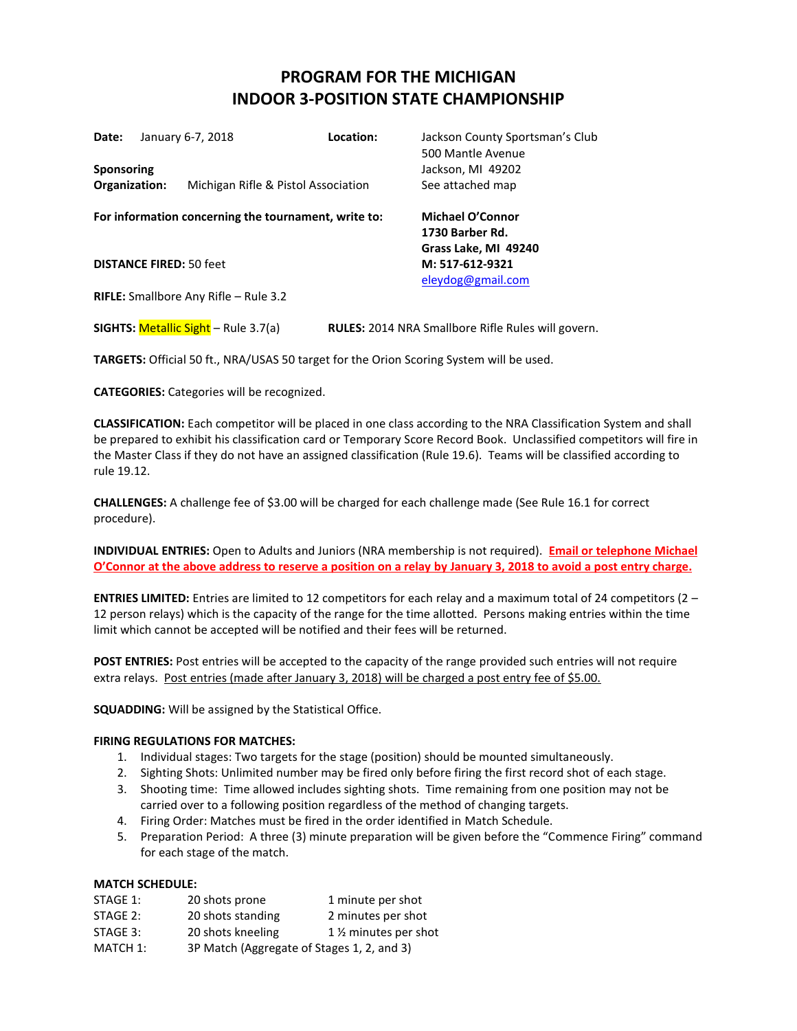# PROGRAM FOR THE MICHIGAN INDOOR 3-POSITION STATE CHAMPIONSHIP

**Date:** January 6-7, 2018

**Location:** Jackson County Sportsman's Club
500 Mantle Avenue
Jackson, MI 49202
See attached map

**Sponsoring Organization:** Michigan Rifle & Pistol Association

**For information concerning the tournament, write to:**

**Michael O'Connor**
**1730 Barber Rd.**
**Grass Lake, MI 49240**
**M: 517-612-9321**
eleydog@gmail.com

**DISTANCE FIRED:** 50 feet

**RIFLE:** Smallbore Any Rifle – Rule 3.2

**SIGHTS:** Metallic Sight – Rule 3.7(a)

**RULES:** 2014 NRA Smallbore Rifle Rules will govern.

**TARGETS:** Official 50 ft., NRA/USAS 50 target for the Orion Scoring System will be used.

**CATEGORIES:** Categories will be recognized.

**CLASSIFICATION:** Each competitor will be placed in one class according to the NRA Classification System and shall be prepared to exhibit his classification card or Temporary Score Record Book. Unclassified competitors will fire in the Master Class if they do not have an assigned classification (Rule 19.6). Teams will be classified according to rule 19.12.

**CHALLENGES:** A challenge fee of $3.00 will be charged for each challenge made (See Rule 16.1 for correct procedure).

**INDIVIDUAL ENTRIES:** Open to Adults and Juniors (NRA membership is not required). **Email or telephone Michael O'Connor at the above address to reserve a position on a relay by January 3, 2018 to avoid a post entry charge.**

**ENTRIES LIMITED:** Entries are limited to 12 competitors for each relay and a maximum total of 24 competitors (2 – 12 person relays) which is the capacity of the range for the time allotted. Persons making entries within the time limit which cannot be accepted will be notified and their fees will be returned.

**POST ENTRIES:** Post entries will be accepted to the capacity of the range provided such entries will not require extra relays. Post entries (made after January 3, 2018) will be charged a post entry fee of $5.00.

**SQUADDING:** Will be assigned by the Statistical Office.

**FIRING REGULATIONS FOR MATCHES:**

1. Individual stages: Two targets for the stage (position) should be mounted simultaneously.
2. Sighting Shots: Unlimited number may be fired only before firing the first record shot of each stage.
3. Shooting time: Time allowed includes sighting shots. Time remaining from one position may not be carried over to a following position regardless of the method of changing targets.
4. Firing Order: Matches must be fired in the order identified in Match Schedule.
5. Preparation Period: A three (3) minute preparation will be given before the "Commence Firing" command for each stage of the match.

**MATCH SCHEDULE:**

| | | |
|---|---|---|
| STAGE 1: | 20 shots prone | 1 minute per shot |
| STAGE 2: | 20 shots standing | 2 minutes per shot |
| STAGE 3: | 20 shots kneeling | 1 ½ minutes per shot |
| MATCH 1: | 3P Match (Aggregate of Stages 1, 2, and 3) | |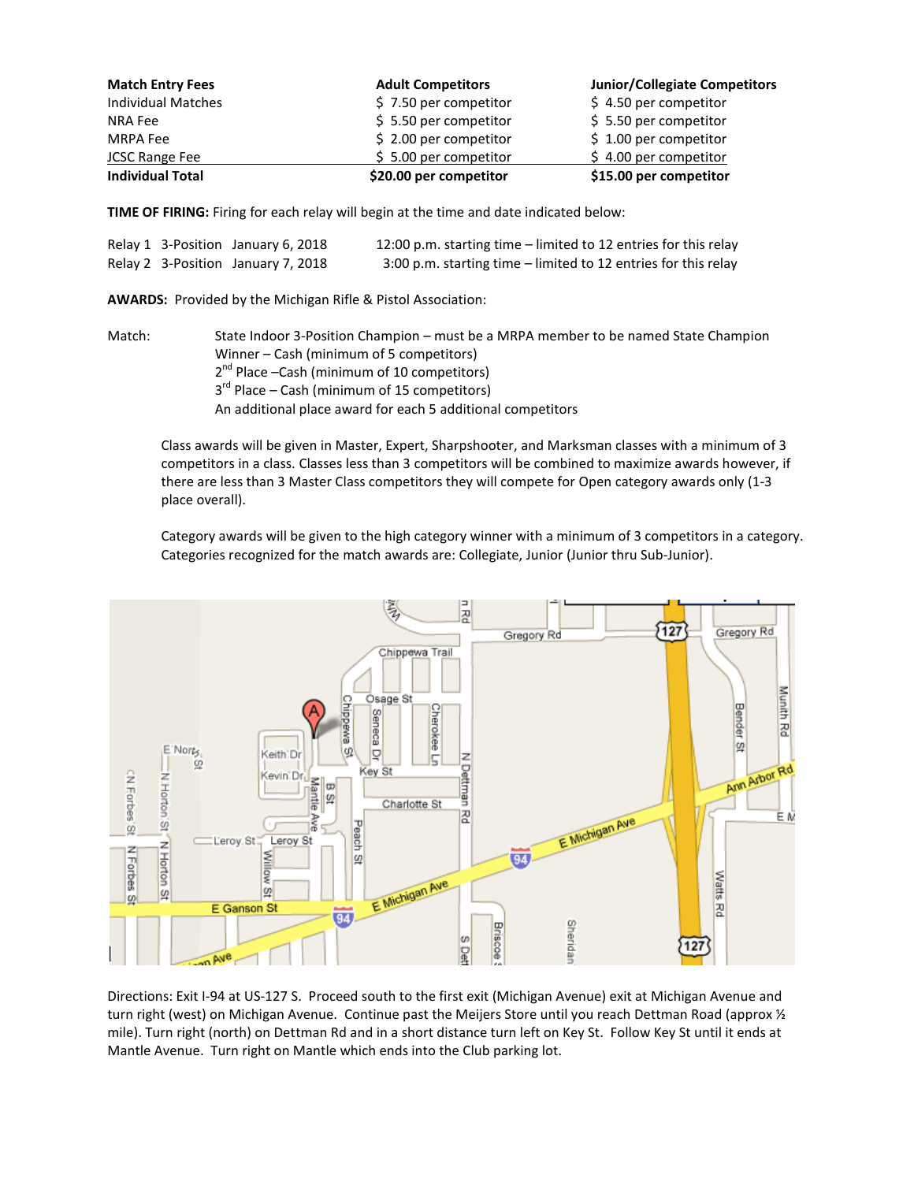| Match Entry Fees | Adult Competitors | Junior/Collegiate Competitors |
|---|---|---|
| Individual Matches | $ 7.50 per competitor | $ 4.50 per competitor |
| NRA Fee | $ 5.50 per competitor | $ 5.50 per competitor |
| MRPA Fee | $ 2.00 per competitor | $ 1.00 per competitor |
| JCSC Range Fee | $ 5.00 per competitor | $ 4.00 per competitor |
| **Individual Total** | **$20.00 per competitor** | **$15.00 per competitor** |

**TIME OF FIRING:** Firing for each relay will begin at the time and date indicated below:

| | | |
|---|---|---|
| Relay 1 3-Position | January 6, 2018 | 12:00 p.m. starting time – limited to 12 entries for this relay |
| Relay 2 3-Position | January 7, 2018 | 3:00 p.m. starting time – limited to 12 entries for this relay |

**AWARDS:** Provided by the Michigan Rifle & Pistol Association:

Match: State Indoor 3-Position Champion – must be a MRPA member to be named State Champion
Winner – Cash (minimum of 5 competitors)
2nd Place –Cash (minimum of 10 competitors)
3rd Place – Cash (minimum of 15 competitors)
An additional place award for each 5 additional competitors

Class awards will be given in Master, Expert, Sharpshooter, and Marksman classes with a minimum of 3 competitors in a class. Classes less than 3 competitors will be combined to maximize awards however, if there are less than 3 Master Class competitors they will compete for Open category awards only (1-3 place overall).

Category awards will be given to the high category winner with a minimum of 3 competitors in a category. Categories recognized for the match awards are: Collegiate, Junior (Junior thru Sub-Junior).

Directions: Exit I-94 at US-127 S. Proceed south to the first exit (Michigan Avenue) exit at Michigan Avenue and turn right (west) on Michigan Avenue. Continue past the Meijers Store until you reach Dettman Road (approx ½ mile). Turn right (north) on Dettman Rd and in a short distance turn left on Key St. Follow Key St until it ends at Mantle Avenue. Turn right on Mantle which ends into the Club parking lot.